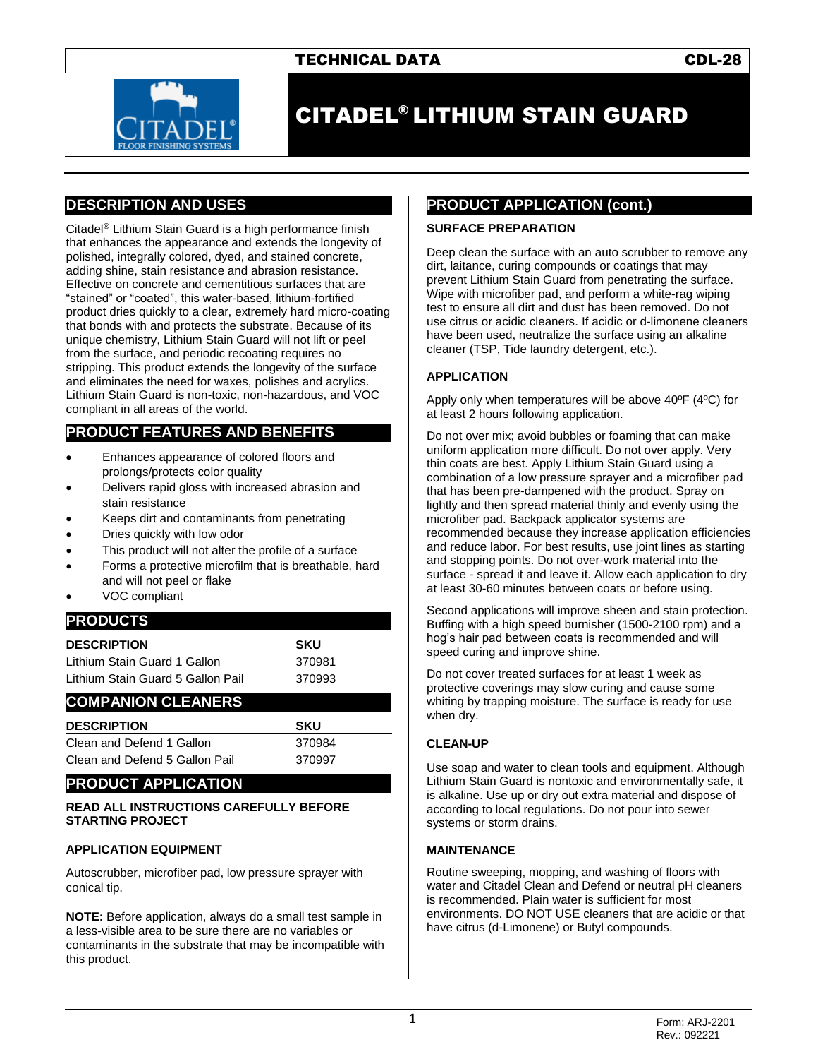TECHNICAL DATA **CDL-28**

# CITADEL® LITHIUM STAIN GUARD

## DESCRIPTION AND USES

Citadel® Lithium Stain Guard is a high performance finish that enhances the appearance and extends the longevity of polished, integrally colored, dyed, and stained concrete, adding shine, stain resistance and abrasion resistance. Effective on concrete and cementitious surfaces that are "stained" or "coated", this water-based, lithium-fortified product dries quickly to a clear, extremely hard micro-coating that bonds with and protects the substrate. Because of its unique chemistry, Lithium Stain Guard will not lift or peel from the surface, and periodic recoating requires no stripping. This product extends the longevity of the surface and eliminates the need for waxes, polishes and acrylics. Lithium Stain Guard is non-toxic, non-hazardous, and VOC compliant in all areas of the world.

## PRODUCT FEATURES AND BENEFITS

- Enhances appearance of colored floors and prolongs/protects color quality
- Delivers rapid gloss with increased abrasion and stain resistance
- Keeps dirt and contaminants from penetrating
- Dries quickly with low odor
- This product will not alter the profile of a surface
- Forms a protective microfilm that is breathable, hard and will not peel or flake
- VOC compliant

## PRODUCTS

| DESCRIPTION | SKU |
|---|---|
| Lithium Stain Guard 1 Gallon | 370981 |
| Lithium Stain Guard 5 Gallon Pail | 370993 |

## COMPANION CLEANERS

| DESCRIPTION | SKU |
|---|---|
| Clean and Defend 1 Gallon | 370984 |
| Clean and Defend 5 Gallon Pail | 370997 |

## PRODUCT APPLICATION

**READ ALL INSTRUCTIONS CAREFULLY BEFORE STARTING PROJECT**

### APPLICATION EQUIPMENT

Autoscrubber, microfiber pad, low pressure sprayer with conical tip.

**NOTE:** Before application, always do a small test sample in a less-visible area to be sure there are no variables or contaminants in the substrate that may be incompatible with this product.

## PRODUCT APPLICATION (cont.)

### SURFACE PREPARATION

Deep clean the surface with an auto scrubber to remove any dirt, laitance, curing compounds or coatings that may prevent Lithium Stain Guard from penetrating the surface. Wipe with microfiber pad, and perform a white-rag wiping test to ensure all dirt and dust has been removed. Do not use citrus or acidic cleaners. If acidic or d-limonene cleaners have been used, neutralize the surface using an alkaline cleaner (TSP, Tide laundry detergent, etc.).

### APPLICATION

Apply only when temperatures will be above 40ºF (4ºC) for at least 2 hours following application.

Do not over mix; avoid bubbles or foaming that can make uniform application more difficult. Do not over apply. Very thin coats are best. Apply Lithium Stain Guard using a combination of a low pressure sprayer and a microfiber pad that has been pre-dampened with the product. Spray on lightly and then spread material thinly and evenly using the microfiber pad. Backpack applicator systems are recommended because they increase application efficiencies and reduce labor. For best results, use joint lines as starting and stopping points. Do not over-work material into the surface - spread it and leave it. Allow each application to dry at least 30-60 minutes between coats or before using.

Second applications will improve sheen and stain protection. Buffing with a high speed burnisher (1500-2100 rpm) and a hog's hair pad between coats is recommended and will speed curing and improve shine.

Do not cover treated surfaces for at least 1 week as protective coverings may slow curing and cause some whiting by trapping moisture. The surface is ready for use when dry.

### CLEAN-UP

Use soap and water to clean tools and equipment. Although Lithium Stain Guard is nontoxic and environmentally safe, it is alkaline. Use up or dry out extra material and dispose of according to local regulations. Do not pour into sewer systems or storm drains.

### MAINTENANCE

Routine sweeping, mopping, and washing of floors with water and Citadel Clean and Defend or neutral pH cleaners is recommended. Plain water is sufficient for most environments. DO NOT USE cleaners that are acidic or that have citrus (d-Limonene) or Butyl compounds.

Form: ARJ-2201
Rev.: 092221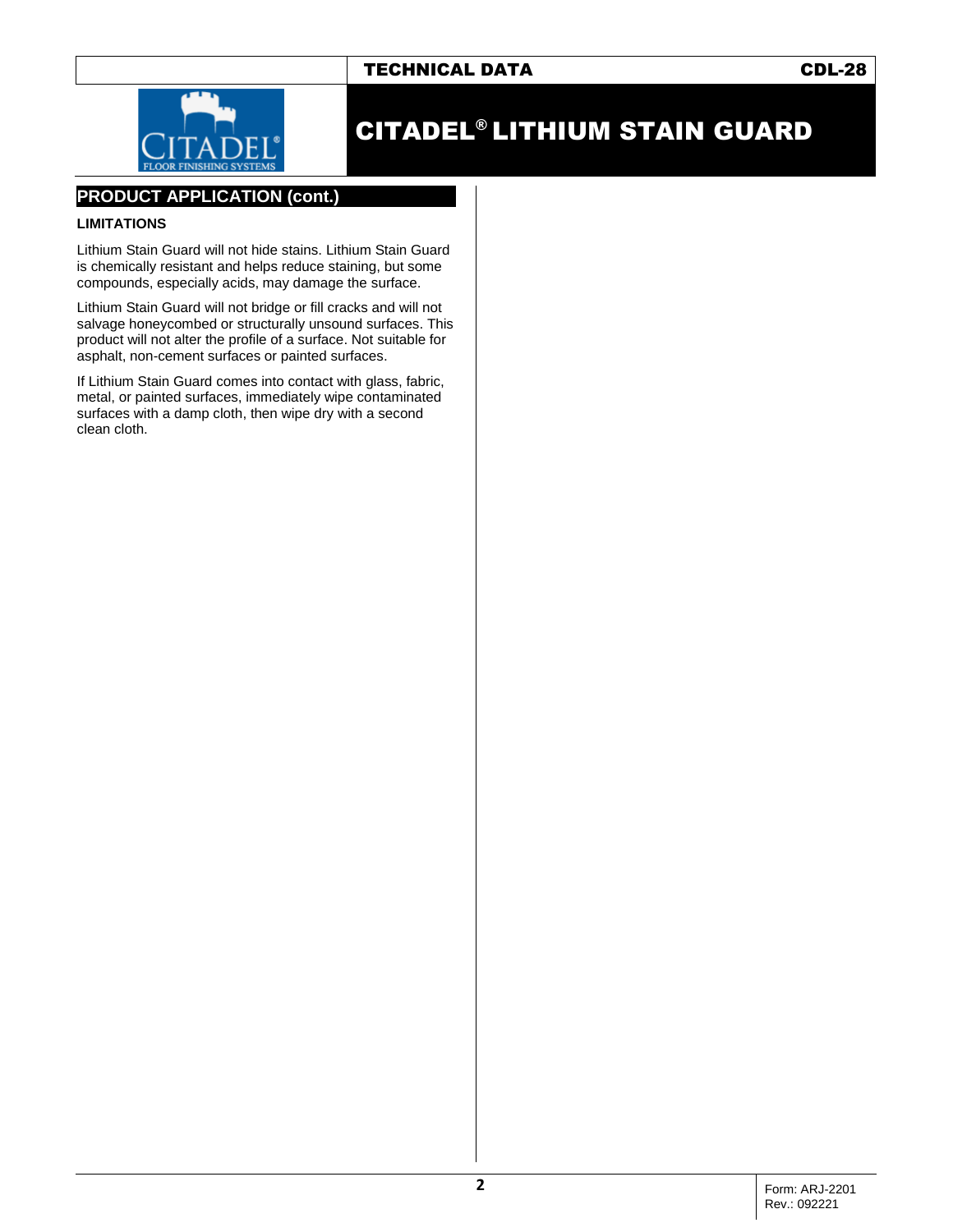## PRODUCT APPLICATION (cont.)

### LIMITATIONS

Lithium Stain Guard will not hide stains. Lithium Stain Guard is chemically resistant and helps reduce staining, but some compounds, especially acids, may damage the surface.

Lithium Stain Guard will not bridge or fill cracks and will not salvage honeycombed or structurally unsound surfaces. This product will not alter the profile of a surface. Not suitable for asphalt, non-cement surfaces or painted surfaces.

If Lithium Stain Guard comes into contact with glass, fabric, metal, or painted surfaces, immediately wipe contaminated surfaces with a damp cloth, then wipe dry with a second clean cloth.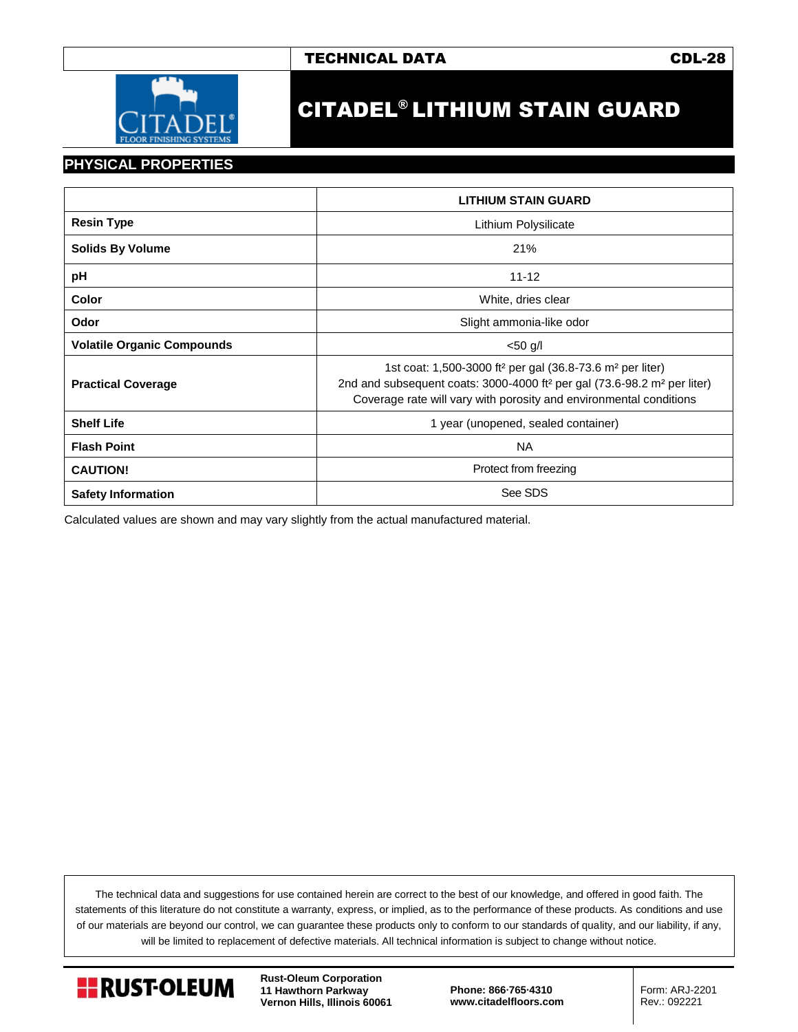TECHNICAL DATA CDL-28

# CITADEL® LITHIUM STAIN GUARD

## PHYSICAL PROPERTIES

| | LITHIUM STAIN GUARD |
|---|---|
| **Resin Type** | Lithium Polysilicate |
| **Solids By Volume** | 21% |
| **pH** | 11-12 |
| **Color** | White, dries clear |
| **Odor** | Slight ammonia-like odor |
| **Volatile Organic Compounds** | <50 g/l |
| **Practical Coverage** | 1st coat: 1,500-3000 ft² per gal (36.8-73.6 m² per liter)<br>2nd and subsequent coats: 3000-4000 ft² per gal (73.6-98.2 m² per liter)<br>Coverage rate will vary with porosity and environmental conditions |
| **Shelf Life** | 1 year (unopened, sealed container) |
| **Flash Point** | NA |
| **CAUTION!** | Protect from freezing |
| **Safety Information** | See SDS |

Calculated values are shown and may vary slightly from the actual manufactured material.

The technical data and suggestions for use contained herein are correct to the best of our knowledge, and offered in good faith. The statements of this literature do not constitute a warranty, express, or implied, as to the performance of these products. As conditions and use of our materials are beyond our control, we can guarantee these products only to conform to our standards of quality, and our liability, if any, will be limited to replacement of defective materials. All technical information is subject to change without notice.

**Rust-Oleum Corporation**
**11 Hawthorn Parkway**
**Vernon Hills, Illinois 60061**

**Phone: 866·765·4310**
**www.citadelfloors.com**

Form: ARJ-2201
Rev.: 092221